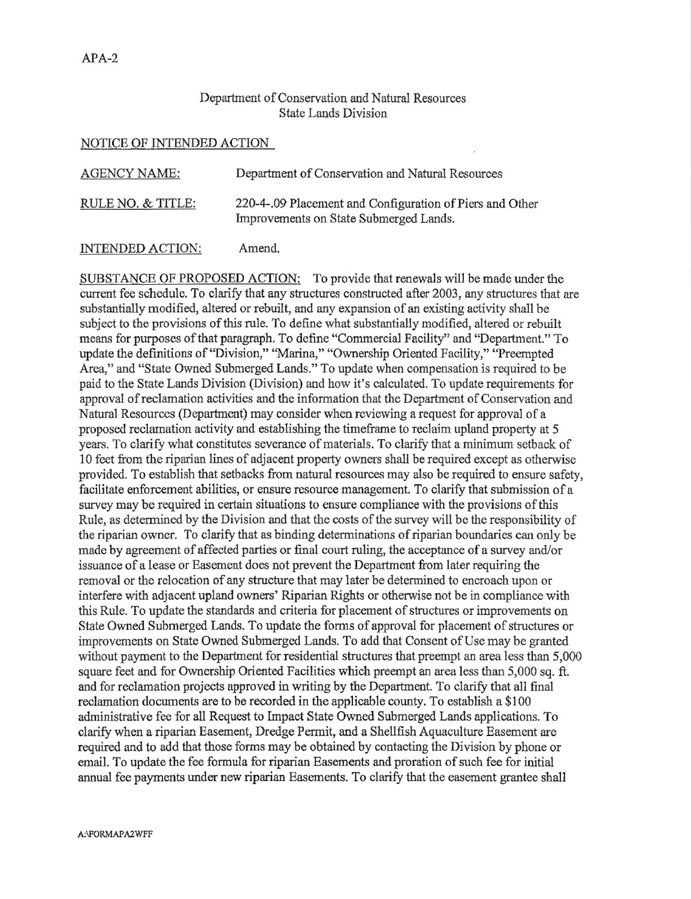APA-2

Department of Conservation and Natural Resources
State Lands Division

NOTICE OF INTENDED ACTION

AGENCY NAME: Department of Conservation and Natural Resources

RULE NO. & TITLE: 220-4-.09 Placement and Configuration of Piers and Other Improvements on State Submerged Lands.

INTENDED ACTION: Amend.

SUBSTANCE OF PROPOSED ACTION: To provide that renewals will be made under the current fee schedule. To clarify that any structures constructed after 2003, any structures that are substantially modified, altered or rebuilt, and any expansion of an existing activity shall be subject to the provisions of this rule. To define what substantially modified, altered or rebuilt means for purposes of that paragraph. To define "Commercial Facility" and "Department." To update the definitions of "Division," "Marina," "Ownership Oriented Facility," "Preempted Area," and "State Owned Submerged Lands." To update when compensation is required to be paid to the State Lands Division (Division) and how it's calculated. To update requirements for approval of reclamation activities and the information that the Department of Conservation and Natural Resources (Department) may consider when reviewing a request for approval of a proposed reclamation activity and establishing the timeframe to reclaim upland property at 5 years. To clarify what constitutes severance of materials. To clarify that a minimum setback of 10 feet from the riparian lines of adjacent property owners shall be required except as otherwise provided. To establish that setbacks from natural resources may also be required to ensure safety, facilitate enforcement abilities, or ensure resource management. To clarify that submission of a survey may be required in certain situations to ensure compliance with the provisions of this Rule, as determined by the Division and that the costs of the survey will be the responsibility of the riparian owner. To clarify that as binding determinations of riparian boundaries can only be made by agreement of affected parties or final court ruling, the acceptance of a survey and/or issuance of a lease or Easement does not prevent the Department from later requiring the removal or the relocation of any structure that may later be determined to encroach upon or interfere with adjacent upland owners' Riparian Rights or otherwise not be in compliance with this Rule. To update the standards and criteria for placement of structures or improvements on State Owned Submerged Lands. To update the forms of approval for placement of structures or improvements on State Owned Submerged Lands. To add that Consent of Use may be granted without payment to the Department for residential structures that preempt an area less than 5,000 square feet and for Ownership Oriented Facilities which preempt an area less than 5,000 sq. ft. and for reclamation projects approved in writing by the Department. To clarify that all final reclamation documents are to be recorded in the applicable county. To establish a $100 administrative fee for all Request to Impact State Owned Submerged Lands applications. To clarify when a riparian Easement, Dredge Permit, and a Shellfish Aquaculture Easement are required and to add that those forms may be obtained by contacting the Division by phone or email. To update the fee formula for riparian Easements and proration of such fee for initial annual fee payments under new riparian Easements. To clarify that the easement grantee shall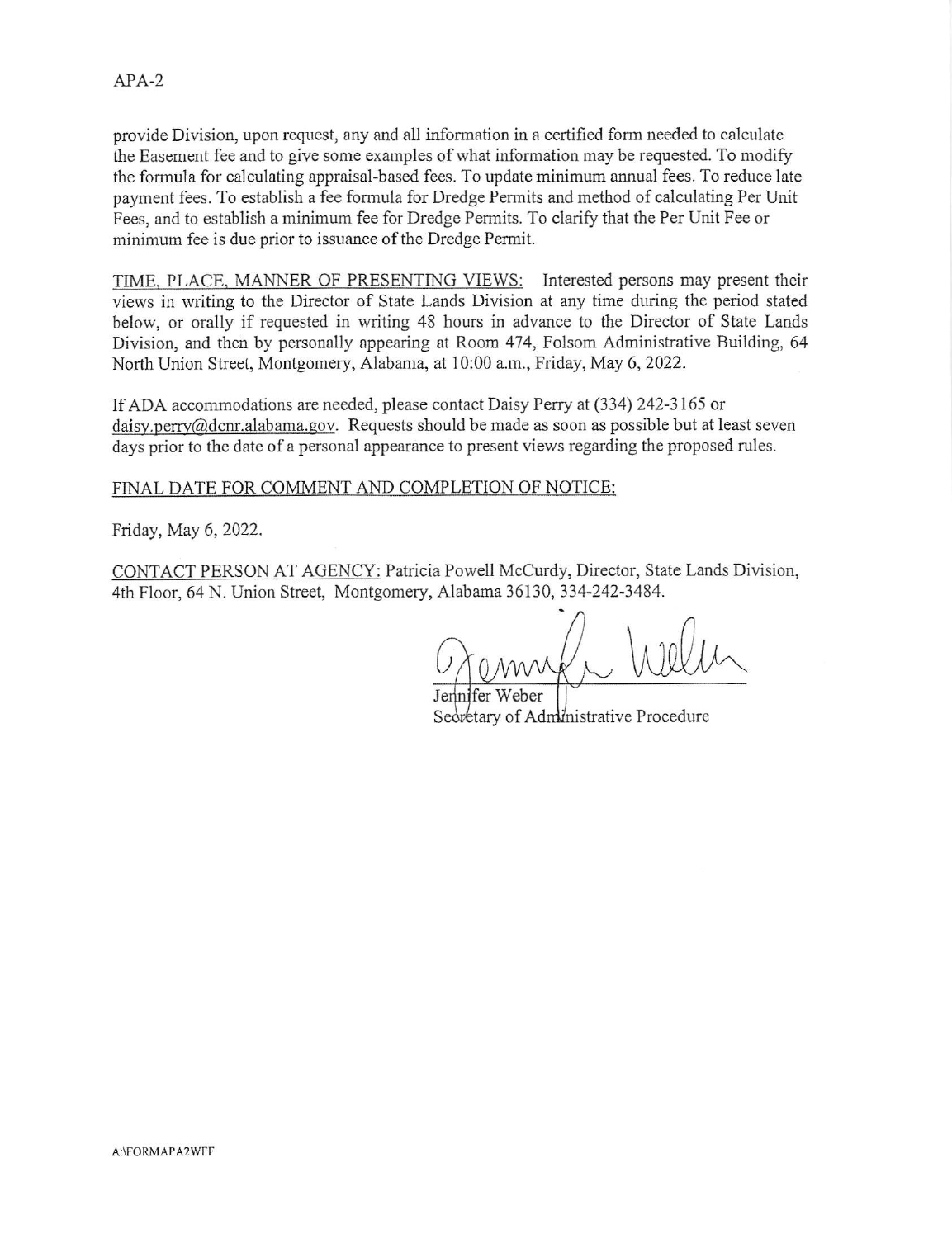APA-2

provide Division, upon request, any and all information in a certified form needed to calculate the Easement fee and to give some examples of what information may be requested. To modify the formula for calculating appraisal-based fees. To update minimum annual fees. To reduce late payment fees. To establish a fee formula for Dredge Permits and method of calculating Per Unit Fees, and to establish a minimum fee for Dredge Permits. To clarify that the Per Unit Fee or minimum fee is due prior to issuance of the Dredge Permit.

TIME, PLACE, MANNER OF PRESENTING VIEWS: Interested persons may present their views in writing to the Director of State Lands Division at any time during the period stated below, or orally if requested in writing 48 hours in advance to the Director of State Lands Division, and then by personally appearing at Room 474, Folsom Administrative Building, 64 North Union Street, Montgomery, Alabama, at 10:00 a.m., Friday, May 6, 2022.

If ADA accommodations are needed, please contact Daisy Perry at (334) 242-3165 or daisy.perry@dcnr.alabama.gov. Requests should be made as soon as possible but at least seven days prior to the date of a personal appearance to present views regarding the proposed rules.

FINAL DATE FOR COMMENT AND COMPLETION OF NOTICE:

Friday, May 6, 2022.

CONTACT PERSON AT AGENCY: Patricia Powell McCurdy, Director, State Lands Division, 4th Floor, 64 N. Union Street, Montgomery, Alabama 36130, 334-242-3484.

Jennifer Weber
Secretary of Administrative Procedure

A:\FORMAPA2WFF